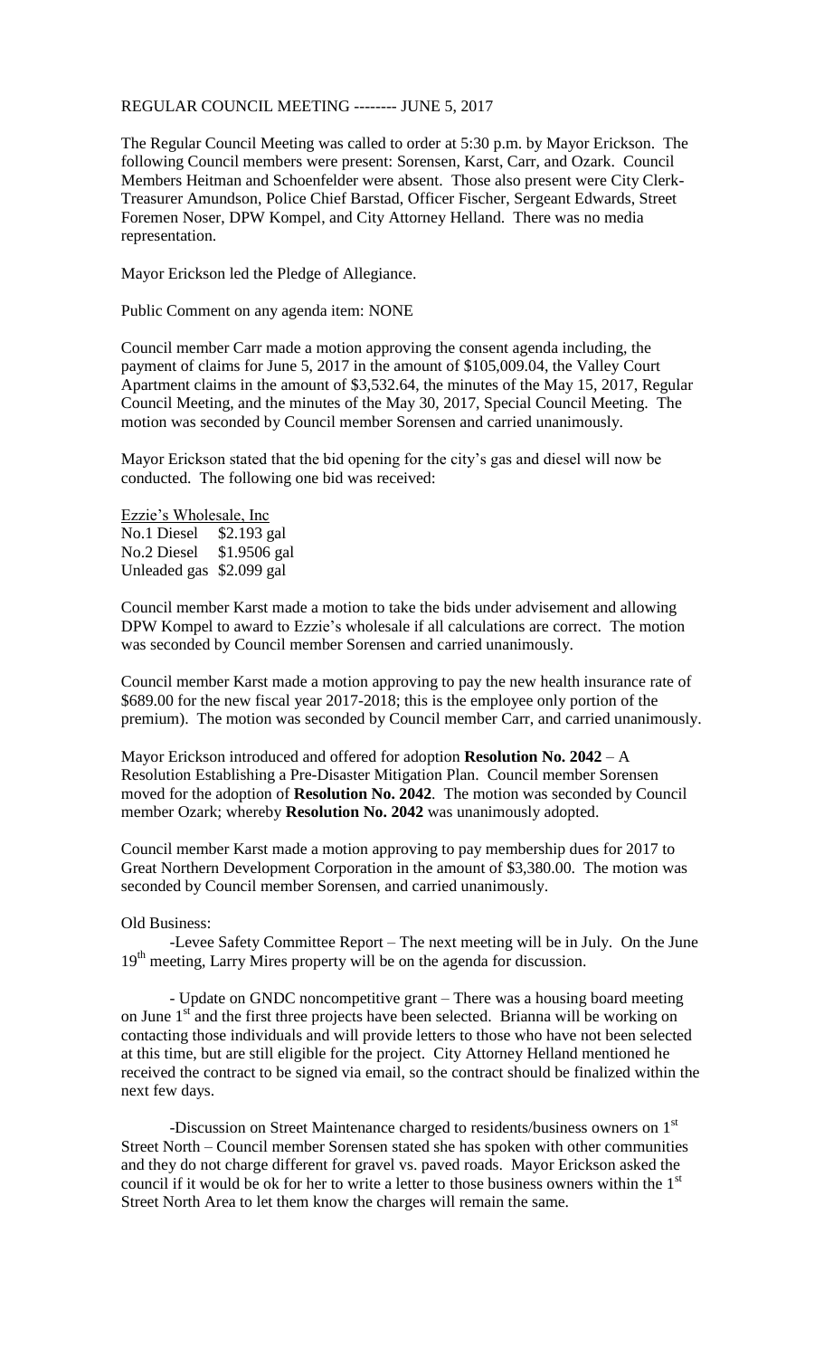REGULAR COUNCIL MEETING -------- JUNE 5, 2017

The Regular Council Meeting was called to order at 5:30 p.m. by Mayor Erickson. The following Council members were present: Sorensen, Karst, Carr, and Ozark. Council Members Heitman and Schoenfelder were absent. Those also present were City Clerk-Treasurer Amundson, Police Chief Barstad, Officer Fischer, Sergeant Edwards, Street Foremen Noser, DPW Kompel, and City Attorney Helland. There was no media representation.

Mayor Erickson led the Pledge of Allegiance.

Public Comment on any agenda item: NONE

Council member Carr made a motion approving the consent agenda including, the payment of claims for June 5, 2017 in the amount of $105,009.04, the Valley Court Apartment claims in the amount of $3,532.64, the minutes of the May 15, 2017, Regular Council Meeting, and the minutes of the May 30, 2017, Special Council Meeting. The motion was seconded by Council member Sorensen and carried unanimously.

Mayor Erickson stated that the bid opening for the city's gas and diesel will now be conducted. The following one bid was received:

Ezzie's Wholesale, Inc
No.1 Diesel $2.193 gal
No.2 Diesel $1.9506 gal
Unleaded gas $2.099 gal

Council member Karst made a motion to take the bids under advisement and allowing DPW Kompel to award to Ezzie's wholesale if all calculations are correct. The motion was seconded by Council member Sorensen and carried unanimously.

Council member Karst made a motion approving to pay the new health insurance rate of $689.00 for the new fiscal year 2017-2018; this is the employee only portion of the premium). The motion was seconded by Council member Carr, and carried unanimously.

Mayor Erickson introduced and offered for adoption **Resolution No. 2042** – A Resolution Establishing a Pre-Disaster Mitigation Plan. Council member Sorensen moved for the adoption of **Resolution No. 2042**. The motion was seconded by Council member Ozark; whereby **Resolution No. 2042** was unanimously adopted.

Council member Karst made a motion approving to pay membership dues for 2017 to Great Northern Development Corporation in the amount of $3,380.00. The motion was seconded by Council member Sorensen, and carried unanimously.

Old Business:

-Levee Safety Committee Report – The next meeting will be in July. On the June 19th meeting, Larry Mires property will be on the agenda for discussion.

- Update on GNDC noncompetitive grant – There was a housing board meeting on June 1st and the first three projects have been selected. Brianna will be working on contacting those individuals and will provide letters to those who have not been selected at this time, but are still eligible for the project. City Attorney Helland mentioned he received the contract to be signed via email, so the contract should be finalized within the next few days.

-Discussion on Street Maintenance charged to residents/business owners on 1st Street North – Council member Sorensen stated she has spoken with other communities and they do not charge different for gravel vs. paved roads. Mayor Erickson asked the council if it would be ok for her to write a letter to those business owners within the 1st Street North Area to let them know the charges will remain the same.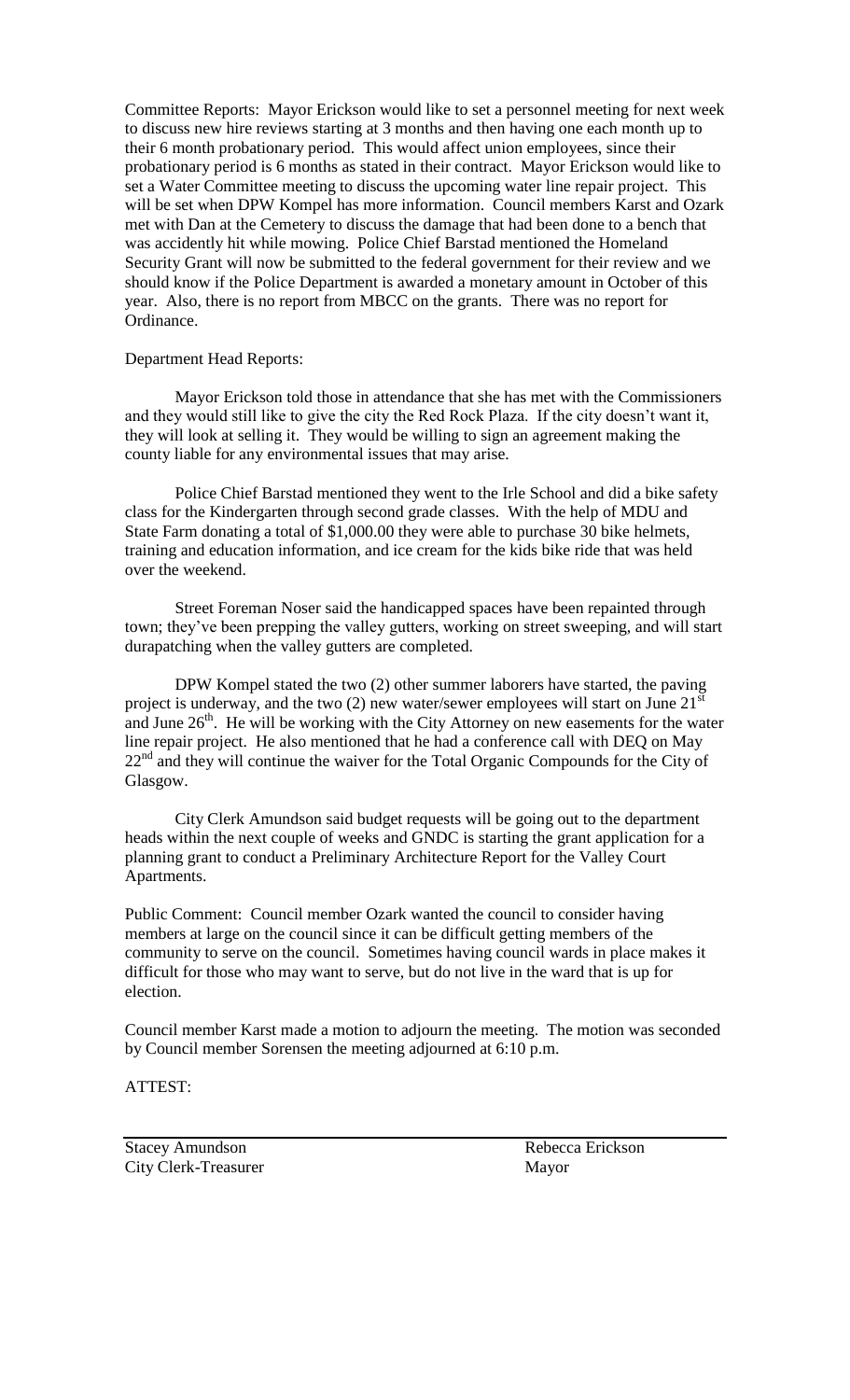Committee Reports: Mayor Erickson would like to set a personnel meeting for next week to discuss new hire reviews starting at 3 months and then having one each month up to their 6 month probationary period. This would affect union employees, since their probationary period is 6 months as stated in their contract. Mayor Erickson would like to set a Water Committee meeting to discuss the upcoming water line repair project. This will be set when DPW Kompel has more information. Council members Karst and Ozark met with Dan at the Cemetery to discuss the damage that had been done to a bench that was accidently hit while mowing. Police Chief Barstad mentioned the Homeland Security Grant will now be submitted to the federal government for their review and we should know if the Police Department is awarded a monetary amount in October of this year. Also, there is no report from MBCC on the grants. There was no report for Ordinance.

Department Head Reports:

Mayor Erickson told those in attendance that she has met with the Commissioners and they would still like to give the city the Red Rock Plaza. If the city doesn't want it, they will look at selling it. They would be willing to sign an agreement making the county liable for any environmental issues that may arise.

Police Chief Barstad mentioned they went to the Irle School and did a bike safety class for the Kindergarten through second grade classes. With the help of MDU and State Farm donating a total of $1,000.00 they were able to purchase 30 bike helmets, training and education information, and ice cream for the kids bike ride that was held over the weekend.

Street Foreman Noser said the handicapped spaces have been repainted through town; they've been prepping the valley gutters, working on street sweeping, and will start durapatching when the valley gutters are completed.

DPW Kompel stated the two (2) other summer laborers have started, the paving project is underway, and the two (2) new water/sewer employees will start on June 21st and June 26th. He will be working with the City Attorney on new easements for the water line repair project. He also mentioned that he had a conference call with DEQ on May 22nd and they will continue the waiver for the Total Organic Compounds for the City of Glasgow.

City Clerk Amundson said budget requests will be going out to the department heads within the next couple of weeks and GNDC is starting the grant application for a planning grant to conduct a Preliminary Architecture Report for the Valley Court Apartments.

Public Comment: Council member Ozark wanted the council to consider having members at large on the council since it can be difficult getting members of the community to serve on the council. Sometimes having council wards in place makes it difficult for those who may want to serve, but do not live in the ward that is up for election.

Council member Karst made a motion to adjourn the meeting. The motion was seconded by Council member Sorensen the meeting adjourned at 6:10 p.m.

ATTEST:

Stacey Amundson
City Clerk-Treasurer

Rebecca Erickson
Mayor